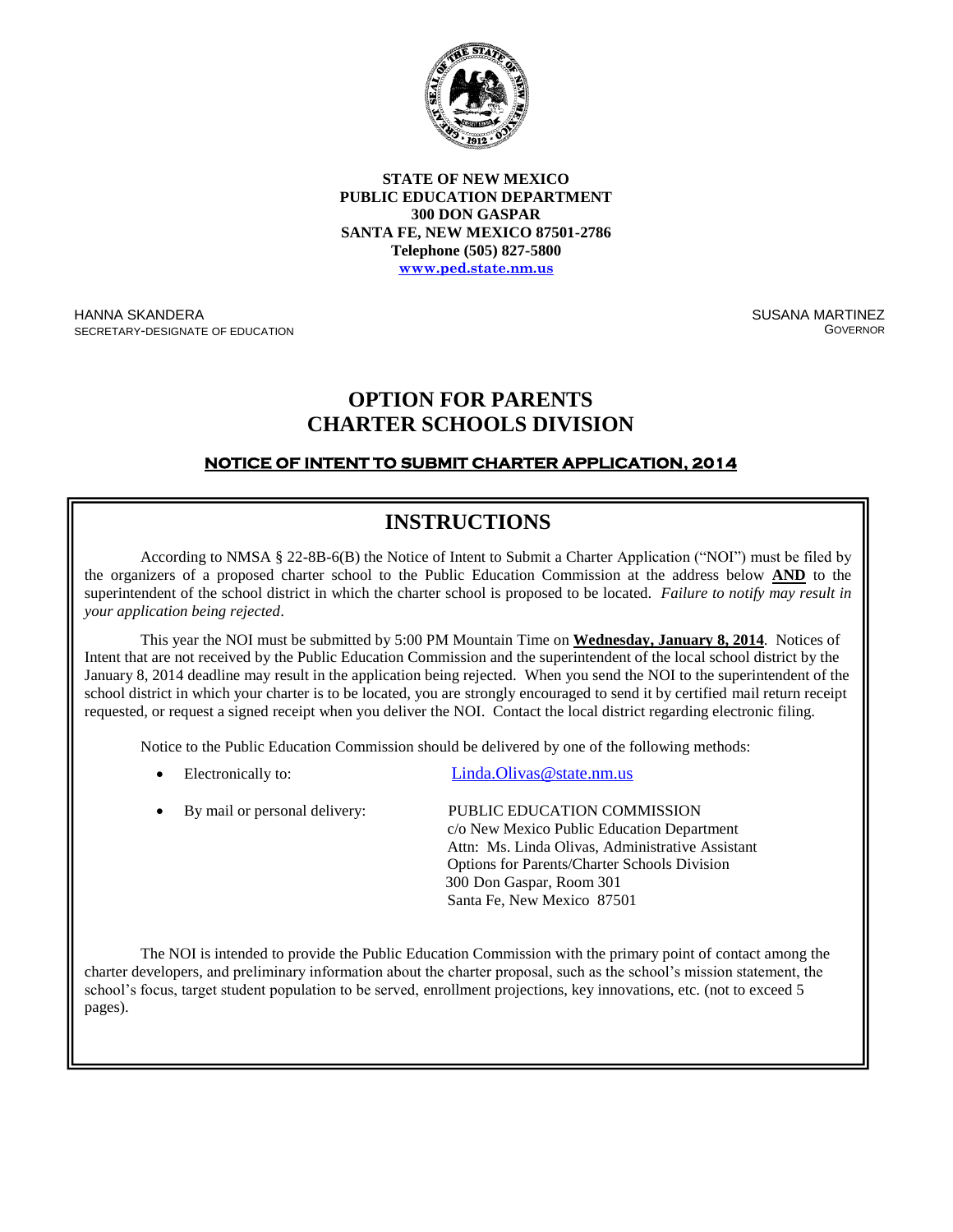**STATE OF NEW MEXICO**
**PUBLIC EDUCATION DEPARTMENT**
**300 DON GASPAR**
**SANTA FE, NEW MEXICO 87501-2786**
**Telephone (505) 827-5800**
**www.ped.state.nm.us**

HANNA SKANDERA
SECRETARY-DESIGNATE OF EDUCATION

SUSANA MARTINEZ
GOVERNOR

# OPTION FOR PARENTS
# CHARTER SCHOOLS DIVISION

## NOTICE OF INTENT TO SUBMIT CHARTER APPLICATION, 2014

## INSTRUCTIONS

According to NMSA § 22-8B-6(B) the Notice of Intent to Submit a Charter Application ("NOI") must be filed by the organizers of a proposed charter school to the Public Education Commission at the address below **AND** to the superintendent of the school district in which the charter school is proposed to be located. *Failure to notify may result in your application being rejected*.

This year the NOI must be submitted by 5:00 PM Mountain Time on **Wednesday, January 8, 2014**. Notices of Intent that are not received by the Public Education Commission and the superintendent of the local school district by the January 8, 2014 deadline may result in the application being rejected. When you send the NOI to the superintendent of the school district in which your charter is to be located, you are strongly encouraged to send it by certified mail return receipt requested, or request a signed receipt when you deliver the NOI. Contact the local district regarding electronic filing.

Notice to the Public Education Commission should be delivered by one of the following methods:

- Electronically to: Linda.Olivas@state.nm.us
- By mail or personal delivery:
  PUBLIC EDUCATION COMMISSION
  c/o New Mexico Public Education Department
  Attn: Ms. Linda Olivas, Administrative Assistant
  Options for Parents/Charter Schools Division
  300 Don Gaspar, Room 301
  Santa Fe, New Mexico 87501

The NOI is intended to provide the Public Education Commission with the primary point of contact among the charter developers, and preliminary information about the charter proposal, such as the school's mission statement, the school's focus, target student population to be served, enrollment projections, key innovations, etc. (not to exceed 5 pages).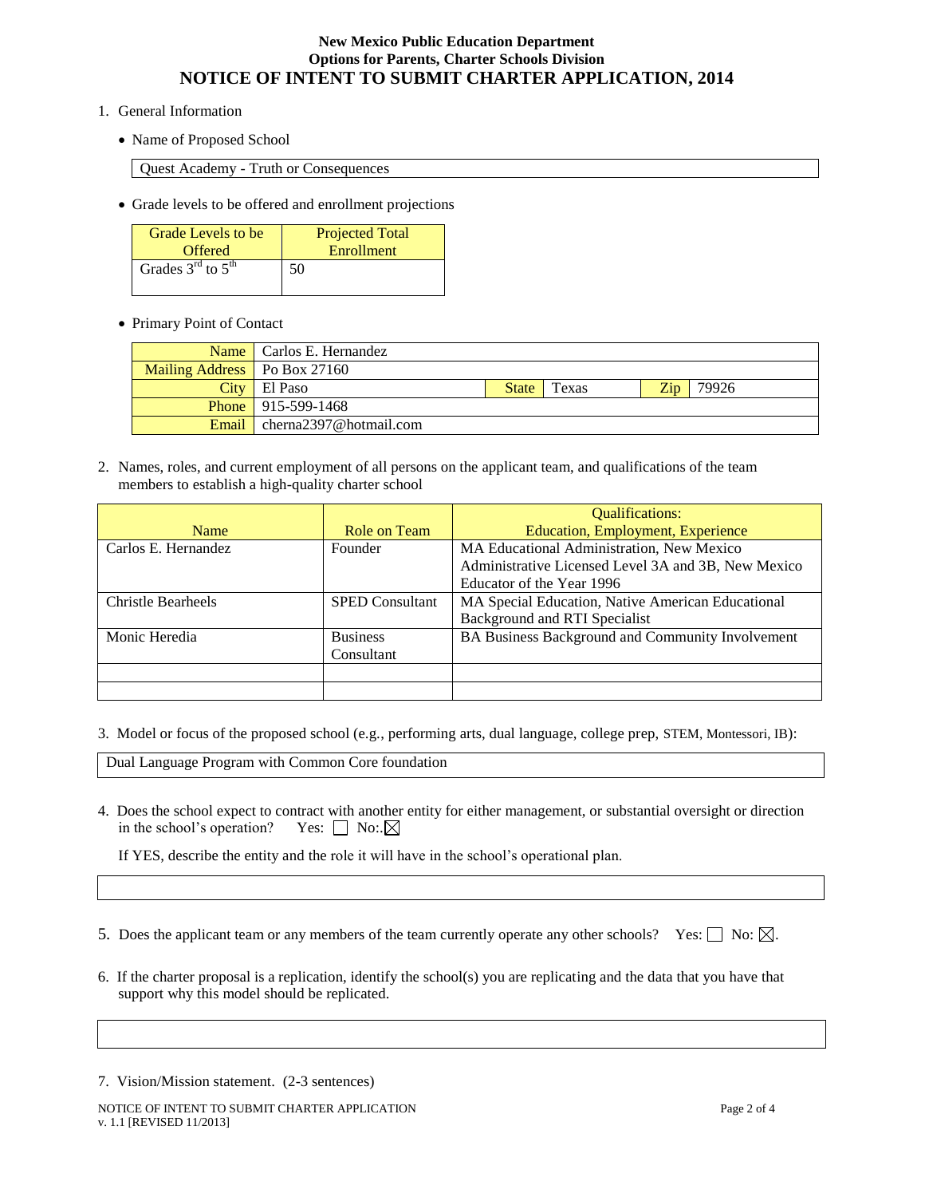**New Mexico Public Education Department**
**Options for Parents, Charter Schools Division**

# NOTICE OF INTENT TO SUBMIT CHARTER APPLICATION, 2014

1. General Information

   - Name of Proposed School

   Quest Academy - Truth or Consequences

   - Grade levels to be offered and enrollment projections

| Grade Levels to be Offered | Projected Total Enrollment |
|---|---|
| Grades 3rd to 5th | 50 |

   - Primary Point of Contact

| | | | | | |
|---|---|---|---|---|---|
| Name | Carlos E. Hernandez | | | | |
| Mailing Address | Po Box 27160 | | | | |
| City | El Paso | State | Texas | Zip | 79926 |
| Phone | 915-599-1468 | | | | |
| Email | cherna2397@hotmail.com | | | | |

2. Names, roles, and current employment of all persons on the applicant team, and qualifications of the team members to establish a high-quality charter school

| Name | Role on Team | Qualifications: Education, Employment, Experience |
|---|---|---|
| Carlos E. Hernandez | Founder | MA Educational Administration, New Mexico Administrative Licensed Level 3A and 3B, New Mexico Educator of the Year 1996 |
| Christle Bearheels | SPED Consultant | MA Special Education, Native American Educational Background and RTI Specialist |
| Monic Heredia | Business Consultant | BA Business Background and Community Involvement |
| | | |
| | | |

3. Model or focus of the proposed school (e.g., performing arts, dual language, college prep, STEM, Montessori, IB):

   Dual Language Program with Common Core foundation

4. Does the school expect to contract with another entity for either management, or substantial oversight or direction in the school's operation? Yes: ☐ No: ☒

   If YES, describe the entity and the role it will have in the school's operational plan.

5. Does the applicant team or any members of the team currently operate any other schools? Yes: ☐ No: ☒.

6. If the charter proposal is a replication, identify the school(s) you are replicating and the data that you have that support why this model should be replicated.

7. Vision/Mission statement. (2-3 sentences)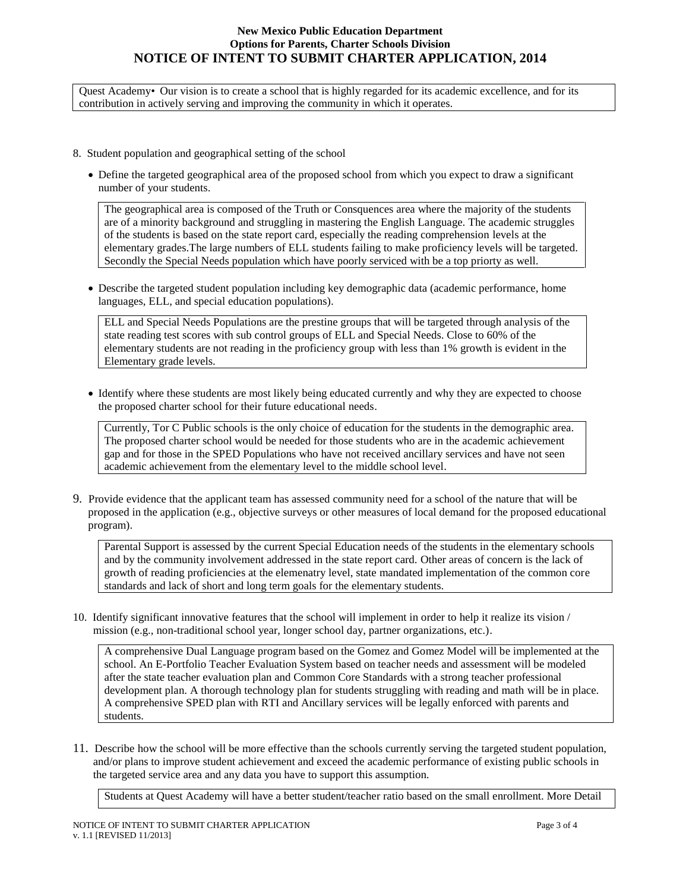**New Mexico Public Education Department**
**Options for Parents, Charter Schools Division**
**NOTICE OF INTENT TO SUBMIT CHARTER APPLICATION, 2014**

Quest Academy• Our vision is to create a school that is highly regarded for its academic excellence, and for its contribution in actively serving and improving the community in which it operates.

8. Student population and geographical setting of the school

- Define the targeted geographical area of the proposed school from which you expect to draw a significant number of your students.

The geographical area is composed of the Truth or Consquences area where the majority of the students are of a minority background and struggling in mastering the English Language. The academic struggles of the students is based on the state report card, especially the reading comprehension levels at the elementary grades.The large numbers of ELL students failing to make proficiency levels will be targeted. Secondly the Special Needs population which have poorly serviced with be a top priorty as well.

- Describe the targeted student population including key demographic data (academic performance, home languages, ELL, and special education populations).

ELL and Special Needs Populations are the prestine groups that will be targeted through analysis of the state reading test scores with sub control groups of ELL and Special Needs. Close to 60% of the elementary students are not reading in the proficiency group with less than 1% growth is evident in the Elementary grade levels.

- Identify where these students are most likely being educated currently and why they are expected to choose the proposed charter school for their future educational needs.

Currently, Tor C Public schools is the only choice of education for the students in the demographic area. The proposed charter school would be needed for those students who are in the academic achievement gap and for those in the SPED Populations who have not received ancillary services and have not seen academic achievement from the elementary level to the middle school level.

9. Provide evidence that the applicant team has assessed community need for a school of the nature that will be proposed in the application (e.g., objective surveys or other measures of local demand for the proposed educational program).

Parental Support is assessed by the current Special Education needs of the students in the elementary schools and by the community involvement addressed in the state report card. Other areas of concern is the lack of growth of reading proficiencies at the elemenatry level, state mandated implementation of the common core standards and lack of short and long term goals for the elementary students.

10. Identify significant innovative features that the school will implement in order to help it realize its vision / mission (e.g., non-traditional school year, longer school day, partner organizations, etc.).

A comprehensive Dual Language program based on the Gomez and Gomez Model will be implemented at the school. An E-Portfolio Teacher Evaluation System based on teacher needs and assessment will be modeled after the state teacher evaluation plan and Common Core Standards with a strong teacher professional development plan. A thorough technology plan for students struggling with reading and math will be in place. A comprehensive SPED plan with RTI and Ancillary services will be legally enforced with parents and students.

11. Describe how the school will be more effective than the schools currently serving the targeted student population, and/or plans to improve student achievement and exceed the academic performance of existing public schools in the targeted service area and any data you have to support this assumption.

Students at Quest Academy will have a better student/teacher ratio based on the small enrollment. More Detail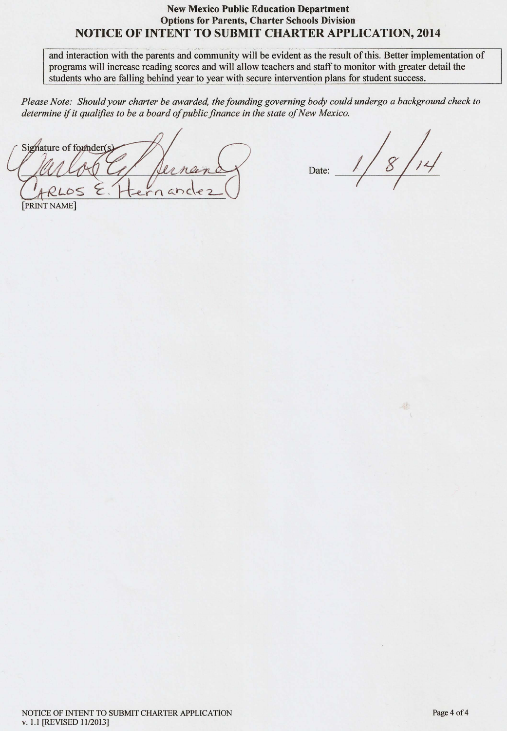**New Mexico Public Education Department**
**Options for Parents, Charter Schools Division**

## NOTICE OF INTENT TO SUBMIT CHARTER APPLICATION, 2014

| |
|---|
| and interaction with the parents and community will be evident as the result of this. Better implementation of programs will increase reading scores and will allow teachers and staff to monitor with greater detail the students who are falling behind year to year with secure intervention plans for student success. |

*Please Note: Should your charter be awarded, the founding governing body could undergo a background check to determine if it qualifies to be a board of public finance in the state of New Mexico.*

Signature of founder(s) Carlos E. Hernandez

CARLOS E. Hernandez
[PRINT NAME]

Date: 1/8/14

NOTICE OF INTENT TO SUBMIT CHARTER APPLICATION
v. 1.1 [REVISED 11/2013]